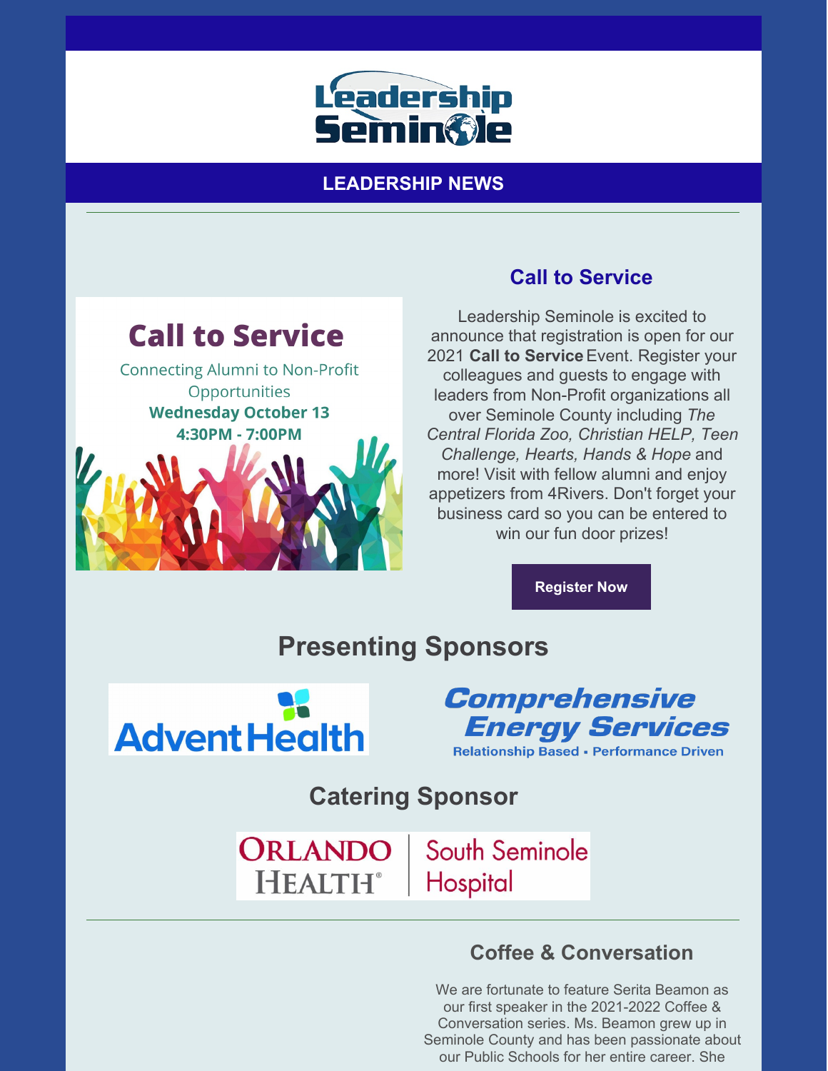Leadership Seminole

**LEADERSHIP NEWS**

---

Call to Service

Connecting Alumni to Non-Profit Opportunities

**Wednesday October 13**

**4:30PM - 7:00PM**

## Call to Service

Leadership Seminole is excited to announce that registration is open for our 2021 **Call to Service** Event. Register your colleagues and guests to engage with leaders from Non-Profit organizations all over Seminole County including *The Central Florida Zoo, Christian HELP, Teen Challenge, Hearts, Hands & Hope* and more! Visit with fellow alumni and enjoy appetizers from 4Rivers. Don't forget your business card so you can be entered to win our fun door prizes!

**Register Now**

## Presenting Sponsors

AdventHealth

Comprehensive Energy Services

Relationship Based • Performance Driven

## Catering Sponsor

Orlando Health | South Seminole Hospital

---

## Coffee & Conversation

We are fortunate to feature Serita Beamon as our first speaker in the 2021-2022 Coffee & Conversation series. Ms. Beamon grew up in Seminole County and has been passionate about our Public Schools for her entire career. She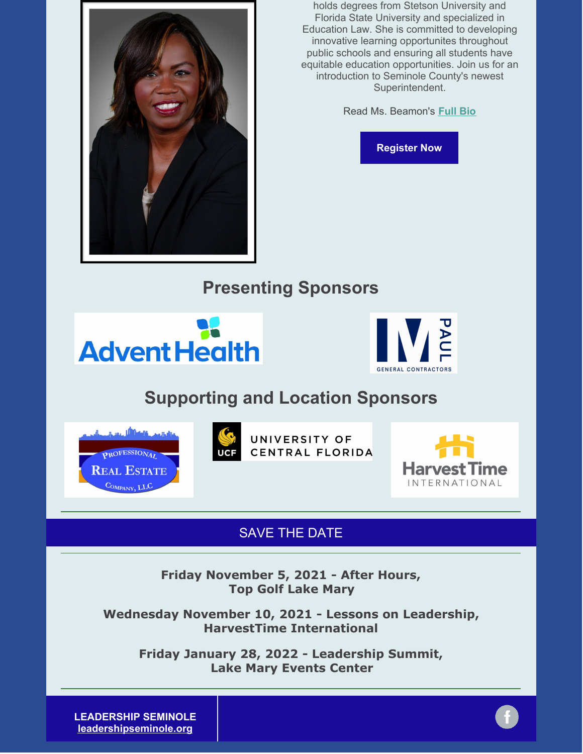holds degrees from Stetson University and Florida State University and specialized in Education Law. She is committed to developing innovative learning opportunites throughout public schools and ensuring all students have equitable education opportunities. Join us for an introduction to Seminole County's newest Superintendent.

Read Ms. Beamon's **Full Bio**

**Register Now**

## Presenting Sponsors

AdventHealth

PAUL GENERAL CONTRACTORS

## Supporting and Location Sponsors

Professional Real Estate Company, LLC

UCF University of Central Florida

HarvestTime International

---

SAVE THE DATE

---

**Friday November 5, 2021 - After Hours, Top Golf Lake Mary**

**Wednesday November 10, 2021 - Lessons on Leadership, HarvestTime International**

**Friday January 28, 2022 - Leadership Summit, Lake Mary Events Center**

---

**LEADERSHIP SEMINOLE**
**leadershipseminole.org**